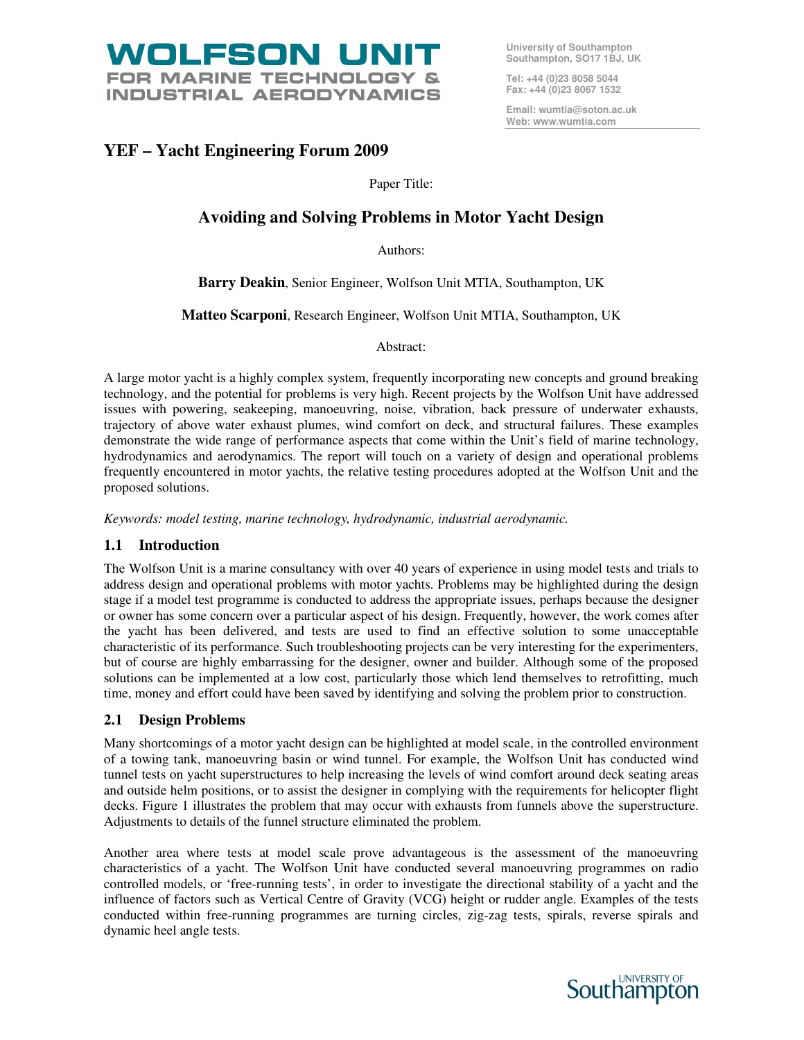WOLFSON UNIT
FOR MARINE TECHNOLOGY & INDUSTRIAL AERODYNAMICS

University of Southampton
Southampton, SO17 1BJ, UK

Tel: +44 (0)23 8058 5044
Fax: +44 (0)23 8067 1532

Email: wumtia@soton.ac.uk
Web: www.wumtia.com

## YEF – Yacht Engineering Forum 2009

Paper Title:

# Avoiding and Solving Problems in Motor Yacht Design

Authors:

**Barry Deakin**, Senior Engineer, Wolfson Unit MTIA, Southampton, UK

**Matteo Scarponi**, Research Engineer, Wolfson Unit MTIA, Southampton, UK

Abstract:

A large motor yacht is a highly complex system, frequently incorporating new concepts and ground breaking technology, and the potential for problems is very high. Recent projects by the Wolfson Unit have addressed issues with powering, seakeeping, manoeuvring, noise, vibration, back pressure of underwater exhausts, trajectory of above water exhaust plumes, wind comfort on deck, and structural failures. These examples demonstrate the wide range of performance aspects that come within the Unit's field of marine technology, hydrodynamics and aerodynamics. The report will touch on a variety of design and operational problems frequently encountered in motor yachts, the relative testing procedures adopted at the Wolfson Unit and the proposed solutions.

*Keywords: model testing, marine technology, hydrodynamic, industrial aerodynamic.*

## 1.1 Introduction

The Wolfson Unit is a marine consultancy with over 40 years of experience in using model tests and trials to address design and operational problems with motor yachts. Problems may be highlighted during the design stage if a model test programme is conducted to address the appropriate issues, perhaps because the designer or owner has some concern over a particular aspect of his design. Frequently, however, the work comes after the yacht has been delivered, and tests are used to find an effective solution to some unacceptable characteristic of its performance. Such troubleshooting projects can be very interesting for the experimenters, but of course are highly embarrassing for the designer, owner and builder. Although some of the proposed solutions can be implemented at a low cost, particularly those which lend themselves to retrofitting, much time, money and effort could have been saved by identifying and solving the problem prior to construction.

## 2.1 Design Problems

Many shortcomings of a motor yacht design can be highlighted at model scale, in the controlled environment of a towing tank, manoeuvring basin or wind tunnel. For example, the Wolfson Unit has conducted wind tunnel tests on yacht superstructures to help increasing the levels of wind comfort around deck seating areas and outside helm positions, or to assist the designer in complying with the requirements for helicopter flight decks. Figure 1 illustrates the problem that may occur with exhausts from funnels above the superstructure. Adjustments to details of the funnel structure eliminated the problem.

Another area where tests at model scale prove advantageous is the assessment of the manoeuvring characteristics of a yacht. The Wolfson Unit have conducted several manoeuvring programmes on radio controlled models, or 'free-running tests', in order to investigate the directional stability of a yacht and the influence of factors such as Vertical Centre of Gravity (VCG) height or rudder angle. Examples of the tests conducted within free-running programmes are turning circles, zig-zag tests, spirals, reverse spirals and dynamic heel angle tests.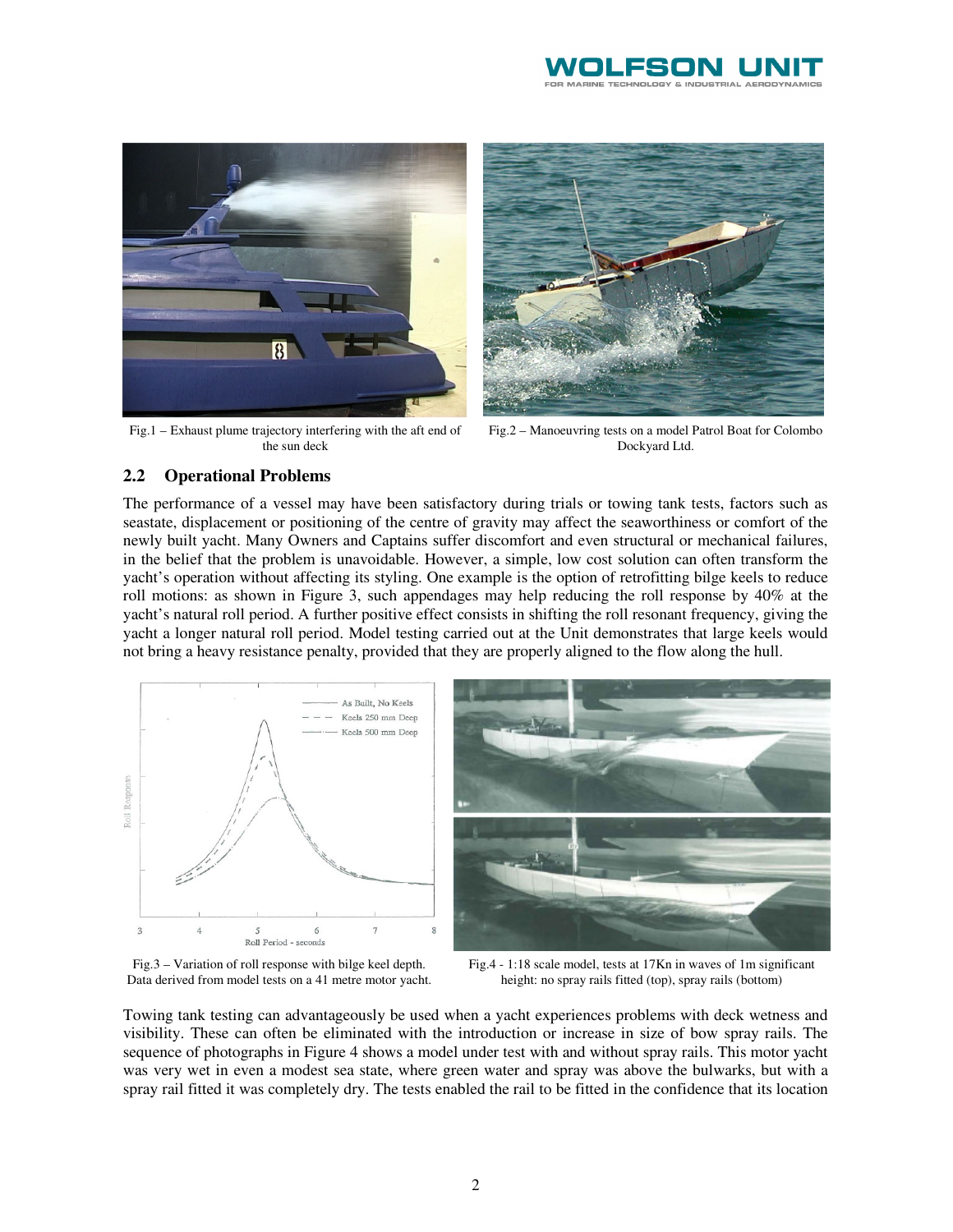Fig.1 – Exhaust plume trajectory interfering with the aft end of the sun deck

Fig.2 – Manoeuvring tests on a model Patrol Boat for Colombo Dockyard Ltd.

## 2.2 Operational Problems

The performance of a vessel may have been satisfactory during trials or towing tank tests, factors such as seastate, displacement or positioning of the centre of gravity may affect the seaworthiness or comfort of the newly built yacht. Many Owners and Captains suffer discomfort and even structural or mechanical failures, in the belief that the problem is unavoidable. However, a simple, low cost solution can often transform the yacht's operation without affecting its styling. One example is the option of retrofitting bilge keels to reduce roll motions: as shown in Figure 3, such appendages may help reducing the roll response by 40% at the yacht's natural roll period. A further positive effect consists in shifting the roll resonant frequency, giving the yacht a longer natural roll period. Model testing carried out at the Unit demonstrates that large keels would not bring a heavy resistance penalty, provided that they are properly aligned to the flow along the hull.

Fig.3 – Variation of roll response with bilge keel depth. Data derived from model tests on a 41 metre motor yacht.

Fig.4 - 1:18 scale model, tests at 17Kn in waves of 1m significant height: no spray rails fitted (top), spray rails (bottom)

Towing tank testing can advantageously be used when a yacht experiences problems with deck wetness and visibility. These can often be eliminated with the introduction or increase in size of bow spray rails. The sequence of photographs in Figure 4 shows a model under test with and without spray rails. This motor yacht was very wet in even a modest sea state, where green water and spray was above the bulwarks, but with a spray rail fitted it was completely dry. The tests enabled the rail to be fitted in the confidence that its location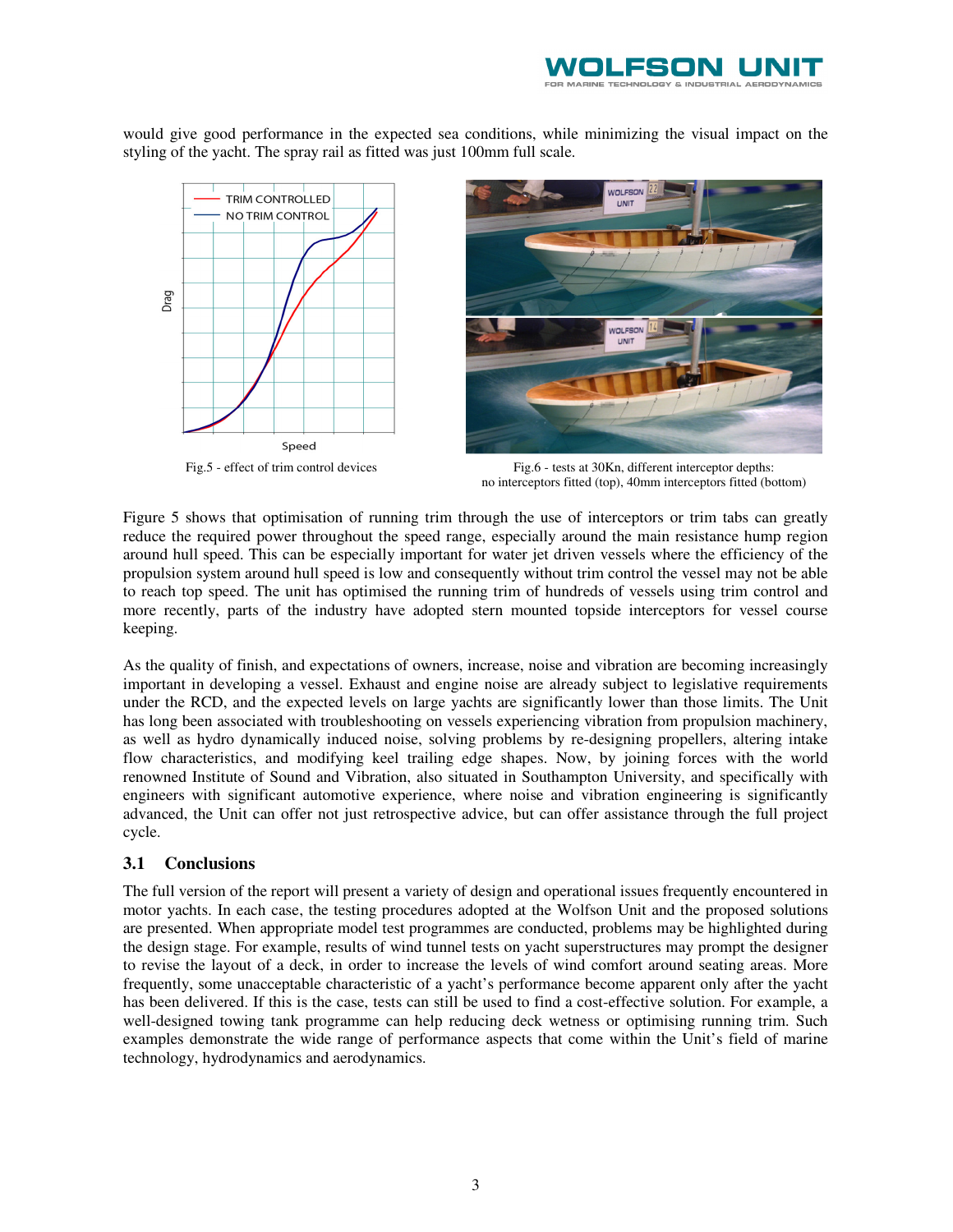would give good performance in the expected sea conditions, while minimizing the visual impact on the styling of the yacht. The spray rail as fitted was just 100mm full scale.

Fig.5 - effect of trim control devices

Fig.6 - tests at 30Kn, different interceptor depths: no interceptors fitted (top), 40mm interceptors fitted (bottom)

Figure 5 shows that optimisation of running trim through the use of interceptors or trim tabs can greatly reduce the required power throughout the speed range, especially around the main resistance hump region around hull speed. This can be especially important for water jet driven vessels where the efficiency of the propulsion system around hull speed is low and consequently without trim control the vessel may not be able to reach top speed. The unit has optimised the running trim of hundreds of vessels using trim control and more recently, parts of the industry have adopted stern mounted topside interceptors for vessel course keeping.

As the quality of finish, and expectations of owners, increase, noise and vibration are becoming increasingly important in developing a vessel. Exhaust and engine noise are already subject to legislative requirements under the RCD, and the expected levels on large yachts are significantly lower than those limits. The Unit has long been associated with troubleshooting on vessels experiencing vibration from propulsion machinery, as well as hydro dynamically induced noise, solving problems by re-designing propellers, altering intake flow characteristics, and modifying keel trailing edge shapes. Now, by joining forces with the world renowned Institute of Sound and Vibration, also situated in Southampton University, and specifically with engineers with significant automotive experience, where noise and vibration engineering is significantly advanced, the Unit can offer not just retrospective advice, but can offer assistance through the full project cycle.

### 3.1 Conclusions

The full version of the report will present a variety of design and operational issues frequently encountered in motor yachts. In each case, the testing procedures adopted at the Wolfson Unit and the proposed solutions are presented. When appropriate model test programmes are conducted, problems may be highlighted during the design stage. For example, results of wind tunnel tests on yacht superstructures may prompt the designer to revise the layout of a deck, in order to increase the levels of wind comfort around seating areas. More frequently, some unacceptable characteristic of a yacht's performance become apparent only after the yacht has been delivered. If this is the case, tests can still be used to find a cost-effective solution. For example, a well-designed towing tank programme can help reducing deck wetness or optimising running trim. Such examples demonstrate the wide range of performance aspects that come within the Unit's field of marine technology, hydrodynamics and aerodynamics.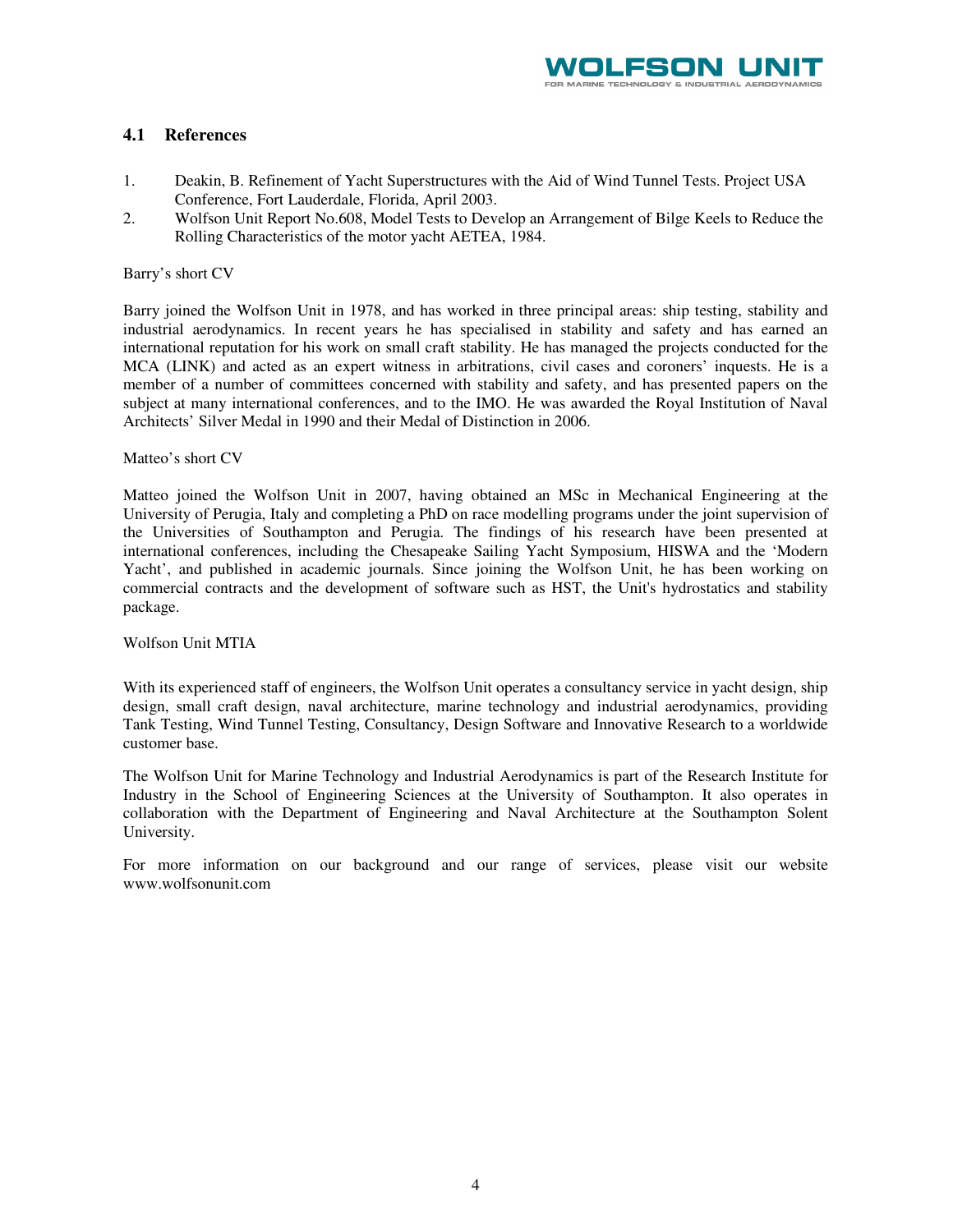### 4.1 References

1. Deakin, B. Refinement of Yacht Superstructures with the Aid of Wind Tunnel Tests. Project USA Conference, Fort Lauderdale, Florida, April 2003.
2. Wolfson Unit Report No.608, Model Tests to Develop an Arrangement of Bilge Keels to Reduce the Rolling Characteristics of the motor yacht AETEA, 1984.

Barry's short CV

Barry joined the Wolfson Unit in 1978, and has worked in three principal areas: ship testing, stability and industrial aerodynamics. In recent years he has specialised in stability and safety and has earned an international reputation for his work on small craft stability. He has managed the projects conducted for the MCA (LINK) and acted as an expert witness in arbitrations, civil cases and coroners' inquests. He is a member of a number of committees concerned with stability and safety, and has presented papers on the subject at many international conferences, and to the IMO. He was awarded the Royal Institution of Naval Architects' Silver Medal in 1990 and their Medal of Distinction in 2006.

Matteo's short CV

Matteo joined the Wolfson Unit in 2007, having obtained an MSc in Mechanical Engineering at the University of Perugia, Italy and completing a PhD on race modelling programs under the joint supervision of the Universities of Southampton and Perugia. The findings of his research have been presented at international conferences, including the Chesapeake Sailing Yacht Symposium, HISWA and the 'Modern Yacht', and published in academic journals. Since joining the Wolfson Unit, he has been working on commercial contracts and the development of software such as HST, the Unit's hydrostatics and stability package.

Wolfson Unit MTIA

With its experienced staff of engineers, the Wolfson Unit operates a consultancy service in yacht design, ship design, small craft design, naval architecture, marine technology and industrial aerodynamics, providing Tank Testing, Wind Tunnel Testing, Consultancy, Design Software and Innovative Research to a worldwide customer base.

The Wolfson Unit for Marine Technology and Industrial Aerodynamics is part of the Research Institute for Industry in the School of Engineering Sciences at the University of Southampton. It also operates in collaboration with the Department of Engineering and Naval Architecture at the Southampton Solent University.

For more information on our background and our range of services, please visit our website www.wolfsonunit.com